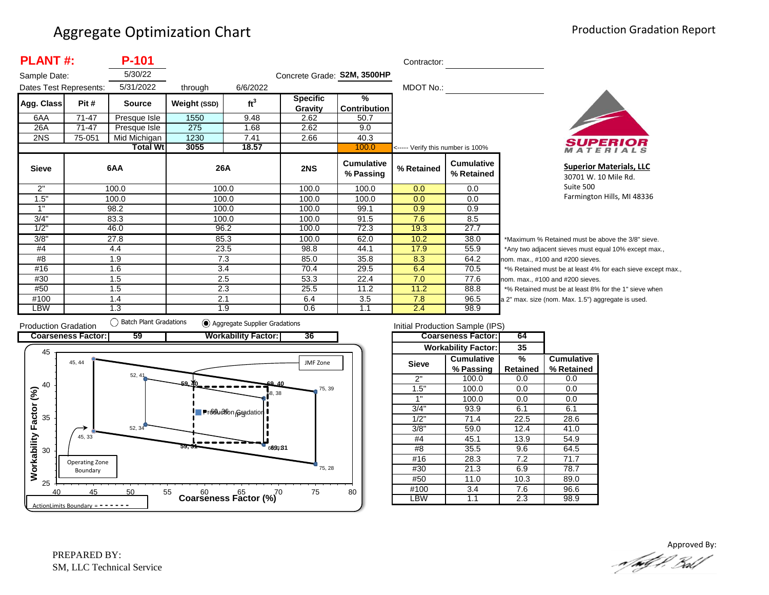# Aggregate Optimization Chart

## Production Gradation Report

**PLANT #:** **P-101**

Sample Date: 5/30/22

Dates Test Represents: 5/31/2022 through 6/6/2022

Concrete Grade: **S2M, 3500HP**

Contractor: 

MDOT No.: 

| Agg. Class | Pit # | Source | Weight (SSD) | $ft^3$ | Specific Gravity | % Contribution |
|---|---|---|---|---|---|---|
| 6AA | 71-47 | Presque Isle | 1550 | 9.48 | 2.62 | 50.7 |
| 26A | 71-47 | Presque Isle | 275 | 1.68 | 2.62 | 9.0 |
| 2NS | 75-051 | Mid Michigan | 1230 | 7.41 | 2.66 | 40.3 |
| | | Total Wt | 3055 | 18.57 | | 100.0 |

<----- Verify this number is 100%

| Sieve | 6AA | 26A | 2NS | Cumulative % Passing | % Retained | Cumulative % Retained |
|---|---|---|---|---|---|---|
| 2" | 100.0 | 100.0 | 100.0 | 100.0 | 0.0 | 0.0 |
| 1.5" | 100.0 | 100.0 | 100.0 | 100.0 | 0.0 | 0.0 |
| 1" | 98.2 | 100.0 | 100.0 | 99.1 | 0.9 | 0.9 |
| 3/4" | 83.3 | 100.0 | 100.0 | 91.5 | 7.6 | 8.5 |
| 1/2" | 46.0 | 96.2 | 100.0 | 72.3 | 19.3 | 27.7 |
| 3/8" | 27.8 | 85.3 | 100.0 | 62.0 | 10.2 | 38.0 |
| #4 | 4.4 | 23.5 | 98.8 | 44.1 | 17.9 | 55.9 |
| #8 | 1.9 | 7.3 | 85.0 | 35.8 | 8.3 | 64.2 |
| #16 | 1.6 | 3.4 | 70.4 | 29.5 | 6.4 | 70.5 |
| #30 | 1.5 | 2.5 | 53.3 | 22.4 | 7.0 | 77.6 |
| #50 | 1.5 | 2.3 | 25.5 | 11.2 | 11.2 | 88.8 |
| #100 | 1.4 | 2.1 | 6.4 | 3.5 | 7.8 | 96.5 |
| LBW | 1.3 | 1.9 | 0.6 | 1.1 | 2.4 | 98.9 |

*Maximum % Retained must be above the 3/8" sieve.
*Any two adjacent sieves must equal 10% except max., nom. max., #100 and #200 sieves.
*% Retained must be at least 4% for each sieve except max., nom. max., #100 and #200 sieves.
*% Retained must be at least 8% for the 1" sieve when a 2" max. size (nom. Max. 1.5") aggregate is used.

**Superior Materials, LLC**
30701 W. 10 Mile Rd.
Suite 500
Farmington Hills, MI 48336

Production Gradation ( ) Batch Plant Gradations (●) Aggregate Supplier Gradations

| Coarseness Factor: | 59 | Workability Factor: | 36 |
|---|---|---|---|

Chart: Workability Factor (%) vs. Coarseness Factor (%) — Operating Zone Boundary points: 45, 44; 52, 41; 75, 39; 75, 28; 52, 34; 45, 33. JMF Zone / Action Limits points: 59, 40; 69, 40; 68, 38; 59, 31; 69, 31. Production Gradation: 60, 36; IPS. ActionLimits Boundary = - - - - - -

Initial Production Sample (IPS)

| Coarseness Factor: | 64 |
|---|---|
| Workability Factor: | 35 |

| Sieve | Cumulative % Passing | % Retained | Cumulative % Retained |
|---|---|---|---|
| 2" | 100.0 | 0.0 | 0.0 |
| 1.5" | 100.0 | 0.0 | 0.0 |
| 1" | 100.0 | 0.0 | 0.0 |
| 3/4" | 93.9 | 6.1 | 6.1 |
| 1/2" | 71.4 | 22.5 | 28.6 |
| 3/8" | 59.0 | 12.4 | 41.0 |
| #4 | 45.1 | 13.9 | 54.9 |
| #8 | 35.5 | 9.6 | 64.5 |
| #16 | 28.3 | 7.2 | 71.7 |
| #30 | 21.3 | 6.9 | 78.7 |
| #50 | 11.0 | 10.3 | 89.0 |
| #100 | 3.4 | 7.6 | 96.6 |
| LBW | 1.1 | 2.3 | 98.9 |

PREPARED BY:
SM, LLC Technical Service

Approved By: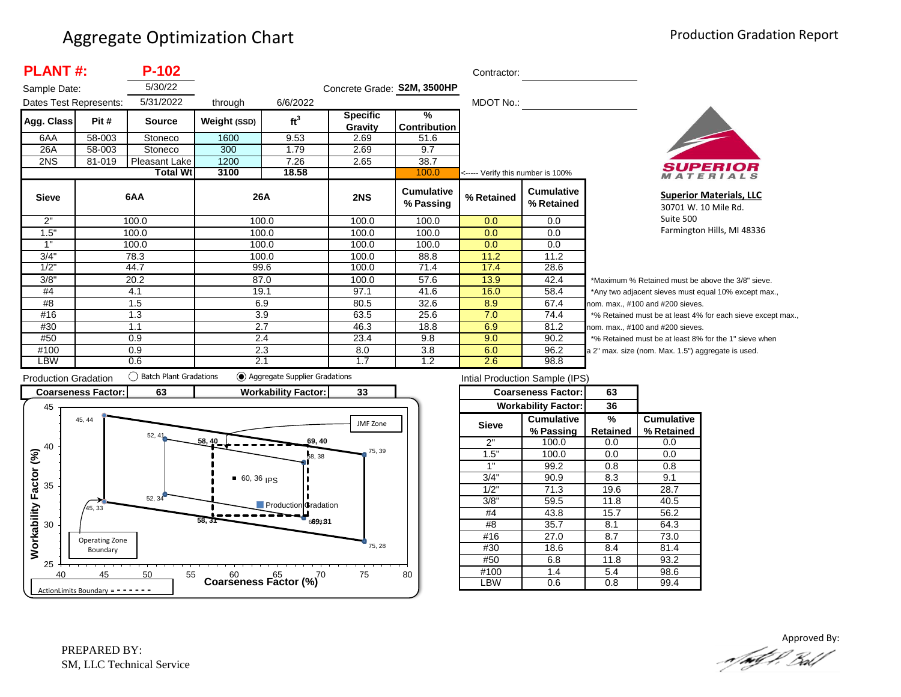# Aggregate Optimization Chart

Production Gradation Report

**PLANT #:** **P-102**

Sample Date: 5/30/22

Dates Test Represents: 5/31/2022 through 6/6/2022

Concrete Grade: **S2M, 3500HP**

Contractor:

MDOT No.:

| Agg. Class | Pit # | Source | Weight (SSD) | $ft^3$ | Specific Gravity | % Contribution |
|---|---|---|---|---|---|---|
| 6AA | 58-003 | Stoneco | 1600 | 9.53 | 2.69 | 51.6 |
| 26A | 58-003 | Stoneco | 300 | 1.79 | 2.69 | 9.7 |
| 2NS | 81-019 | Pleasant Lake | 1200 | 7.26 | 2.65 | 38.7 |
| | | **Total Wt** | **3100** | **18.58** | | 100.0 |

<----- Verify this number is 100%

| Sieve | 6AA | 26A | 2NS | Cumulative % Passing | % Retained | Cumulative % Retained |
|---|---|---|---|---|---|---|
| 2" | 100.0 | 100.0 | 100.0 | 100.0 | 0.0 | 0.0 |
| 1.5" | 100.0 | 100.0 | 100.0 | 100.0 | 0.0 | 0.0 |
| 1" | 100.0 | 100.0 | 100.0 | 100.0 | 0.0 | 0.0 |
| 3/4" | 78.3 | 100.0 | 100.0 | 88.8 | 11.2 | 11.2 |
| 1/2" | 44.7 | 99.6 | 100.0 | 71.4 | 17.4 | 28.6 |
| 3/8" | 20.2 | 87.0 | 100.0 | 57.6 | 13.9 | 42.4 |
| #4 | 4.1 | 19.1 | 97.1 | 41.6 | 16.0 | 58.4 |
| #8 | 1.5 | 6.9 | 80.5 | 32.6 | 8.9 | 67.4 |
| #16 | 1.3 | 3.9 | 63.5 | 25.6 | 7.0 | 74.4 |
| #30 | 1.1 | 2.7 | 46.3 | 18.8 | 6.9 | 81.2 |
| #50 | 0.9 | 2.4 | 23.4 | 9.8 | 9.0 | 90.2 |
| #100 | 0.9 | 2.3 | 8.0 | 3.8 | 6.0 | 96.2 |
| LBW | 0.6 | 2.1 | 1.7 | 1.2 | 2.6 | 98.8 |

*Maximum % Retained must be above the 3/8" sieve.
*Any two adjacent sieves must equal 10% except max., nom. max., #100 and #200 sieves.
*% Retained must be at least 4% for each sieve except max., nom. max., #100 and #200 sieves.
*% Retained must be at least 8% for the 1" sieve when a 2" max. size (nom. Max. 1.5") aggregate is used.

**Superior Materials, LLC**
30701 W. 10 Mile Rd.
Suite 500
Farmington Hills, MI 48336

Production Gradation ◯ Batch Plant Gradations ◉ Aggregate Supplier Gradations

**Coarseness Factor:** 63 **Workability Factor:** 33

Intial Production Sample (IPS)

**Coarseness Factor:** 63
**Workability Factor:** 36

| Sieve | Cumulative % Passing | % Retained | Cumulative % Retained |
|---|---|---|---|
| 2" | 100.0 | 0.0 | 0.0 |
| 1.5" | 100.0 | 0.0 | 0.0 |
| 1" | 99.2 | 0.8 | 0.8 |
| 3/4" | 90.9 | 8.3 | 9.1 |
| 1/2" | 71.3 | 19.6 | 28.7 |
| 3/8" | 59.5 | 11.8 | 40.5 |
| #4 | 43.8 | 15.7 | 56.2 |
| #8 | 35.7 | 8.1 | 64.3 |
| #16 | 27.0 | 8.7 | 73.0 |
| #30 | 18.6 | 8.4 | 81.4 |
| #50 | 6.8 | 11.8 | 93.2 |
| #100 | 1.4 | 5.4 | 98.6 |
| LBW | 0.6 | 0.8 | 99.4 |

PREPARED BY:
SM, LLC Technical Service

Approved By: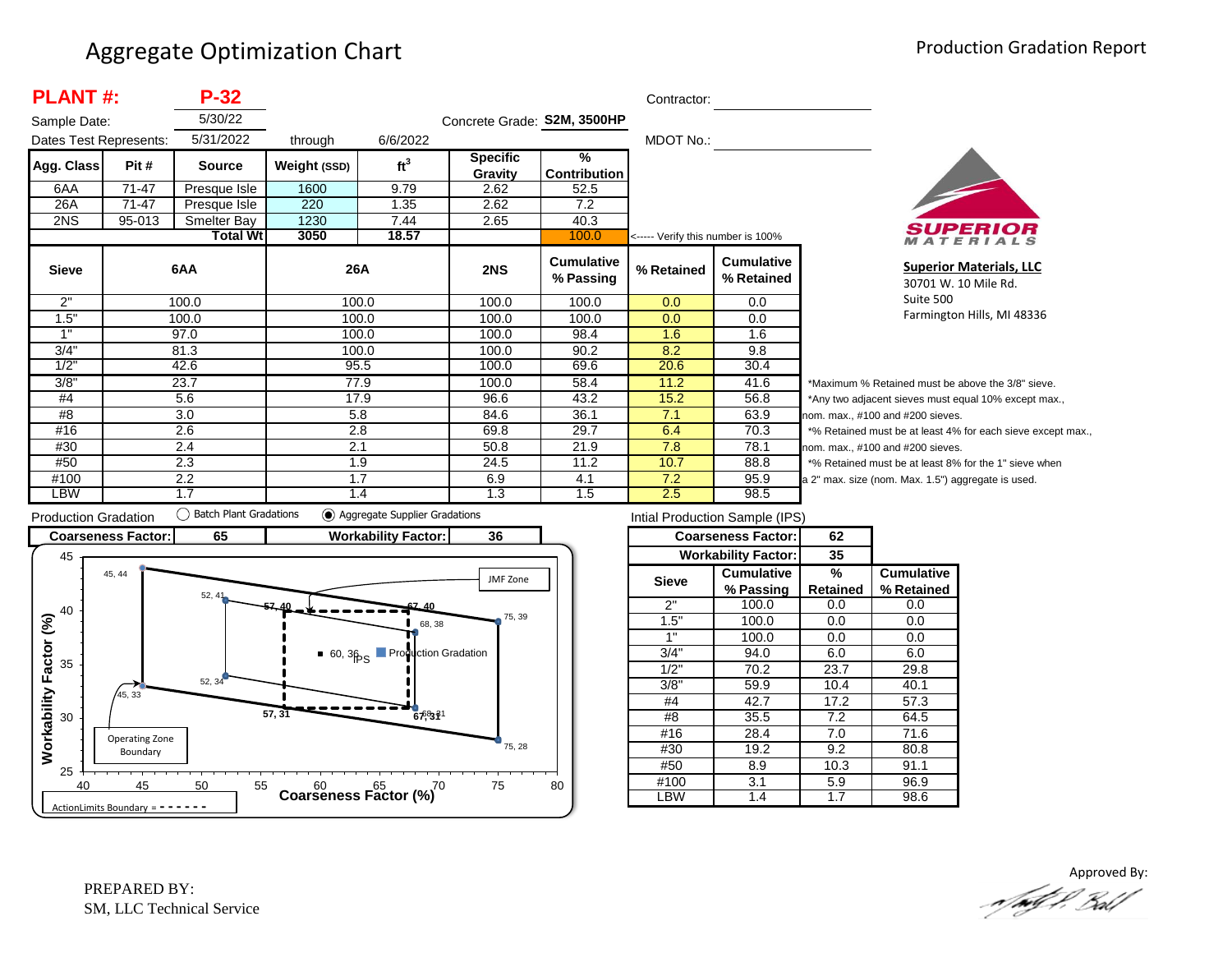# Aggregate Optimization Chart

Production Gradation Report

**PLANT #:** **P-32**

Sample Date: 5/30/22

Dates Test Represents: 5/31/2022 through 6/6/2022

Concrete Grade: **S2M, 3500HP**

Contractor: 

MDOT No.: 

| Agg. Class | Pit # | Source | Weight (SSD) | $ft^3$ | Specific Gravity | % Contribution |
|---|---|---|---|---|---|---|
| 6AA | 71-47 | Presque Isle | 1600 | 9.79 | 2.62 | 52.5 |
| 26A | 71-47 | Presque Isle | 220 | 1.35 | 2.62 | 7.2 |
| 2NS | 95-013 | Smelter Bay | 1230 | 7.44 | 2.65 | 40.3 |
| | | Total Wt | 3050 | 18.57 | | 100.0 |

<----- Verify this number is 100%

| Sieve | 6AA | 26A | 2NS | Cumulative % Passing | % Retained | Cumulative % Retained |
|---|---|---|---|---|---|---|
| 2" | 100.0 | 100.0 | 100.0 | 100.0 | 0.0 | 0.0 |
| 1.5" | 100.0 | 100.0 | 100.0 | 100.0 | 0.0 | 0.0 |
| 1" | 97.0 | 100.0 | 100.0 | 98.4 | 1.6 | 1.6 |
| 3/4" | 81.3 | 100.0 | 100.0 | 90.2 | 8.2 | 9.8 |
| 1/2" | 42.6 | 95.5 | 100.0 | 69.6 | 20.6 | 30.4 |
| 3/8" | 23.7 | 77.9 | 100.0 | 58.4 | 11.2 | 41.6 |
| #4 | 5.6 | 17.9 | 96.6 | 43.2 | 15.2 | 56.8 |
| #8 | 3.0 | 5.8 | 84.6 | 36.1 | 7.1 | 63.9 |
| #16 | 2.6 | 2.8 | 69.8 | 29.7 | 6.4 | 70.3 |
| #30 | 2.4 | 2.1 | 50.8 | 21.9 | 7.8 | 78.1 |
| #50 | 2.3 | 1.9 | 24.5 | 11.2 | 10.7 | 88.8 |
| #100 | 2.2 | 1.7 | 6.9 | 4.1 | 7.2 | 95.9 |
| LBW | 1.7 | 1.4 | 1.3 | 1.5 | 2.5 | 98.5 |

*Maximum % Retained must be above the 3/8" sieve.
*Any two adjacent sieves must equal 10% except max., nom. max., #100 and #200 sieves.
*% Retained must be at least 4% for each sieve except max., nom. max., #100 and #200 sieves.
*% Retained must be at least 8% for the 1" sieve when a 2" max. size (nom. Max. 1.5") aggregate is used.

**Superior Materials, LLC**
30701 W. 10 Mile Rd.
Suite 500
Farmington Hills, MI 48336

Production Gradation: ○ Batch Plant Gradations ◉ Aggregate Supplier Gradations

| Coarseness Factor: | 65 | Workability Factor: | 36 |
|---|---|---|---|

Chart: Workability Factor (%) vs. Coarseness Factor (%). Points: 45, 44; 52, 41; 57, 40; 67, 40; 75, 39; 68, 38; 60, 36 (IPS); Production Gradation; 52, 34; 45, 33; 57, 31; 67, 31; 68, 31; 75, 28. Labels: JMF Zone; Operating Zone Boundary; ActionLimits Boundary = - - - - - -

Intial Production Sample (IPS)

| Coarseness Factor: | 62 |
|---|---|
| Workability Factor: | 35 |

| Sieve | Cumulative % Passing | % Retained | Cumulative % Retained |
|---|---|---|---|
| 2" | 100.0 | 0.0 | 0.0 |
| 1.5" | 100.0 | 0.0 | 0.0 |
| 1" | 100.0 | 0.0 | 0.0 |
| 3/4" | 94.0 | 6.0 | 6.0 |
| 1/2" | 70.2 | 23.7 | 29.8 |
| 3/8" | 59.9 | 10.4 | 40.1 |
| #4 | 42.7 | 17.2 | 57.3 |
| #8 | 35.5 | 7.2 | 64.5 |
| #16 | 28.4 | 7.0 | 71.6 |
| #30 | 19.2 | 9.2 | 80.8 |
| #50 | 8.9 | 10.3 | 91.1 |
| #100 | 3.1 | 5.9 | 96.9 |
| LBW | 1.4 | 1.7 | 98.6 |

PREPARED BY:
SM, LLC Technical Service

Approved By: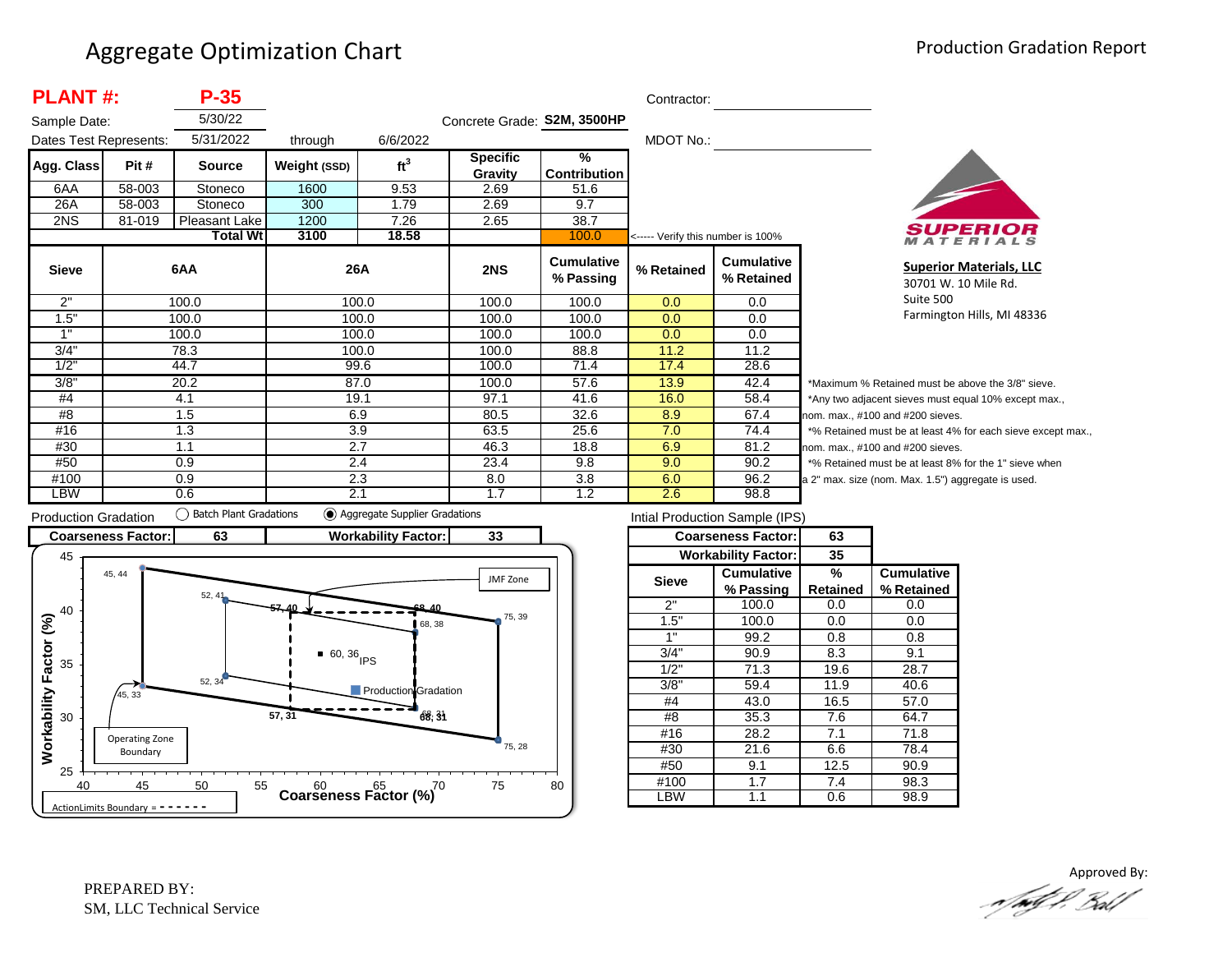# Aggregate Optimization Chart

## Production Gradation Report

**PLANT #:** **P-35**

Sample Date: 5/30/22

Dates Test Represents: 5/31/2022 through 6/6/2022

Concrete Grade: **S2M, 3500HP**

Contractor:

MDOT No.:

| Agg. Class | Pit # | Source | Weight (SSD) | ft³ | Specific Gravity | % Contribution |
|---|---|---|---|---|---|---|
| 6AA | 58-003 | Stoneco | 1600 | 9.53 | 2.69 | 51.6 |
| 26A | 58-003 | Stoneco | 300 | 1.79 | 2.69 | 9.7 |
| 2NS | 81-019 | Pleasant Lake | 1200 | 7.26 | 2.65 | 38.7 |
| | | **Total Wt** | **3100** | **18.58** | | 100.0 |

<----- Verify this number is 100%

| Sieve | 6AA | 26A | 2NS | Cumulative % Passing | % Retained | Cumulative % Retained |
|---|---|---|---|---|---|---|
| 2" | 100.0 | 100.0 | 100.0 | 100.0 | 0.0 | 0.0 |
| 1.5" | 100.0 | 100.0 | 100.0 | 100.0 | 0.0 | 0.0 |
| 1" | 100.0 | 100.0 | 100.0 | 100.0 | 0.0 | 0.0 |
| 3/4" | 78.3 | 100.0 | 100.0 | 88.8 | 11.2 | 11.2 |
| 1/2" | 44.7 | 99.6 | 100.0 | 71.4 | 17.4 | 28.6 |
| 3/8" | 20.2 | 87.0 | 100.0 | 57.6 | 13.9 | 42.4 |
| #4 | 4.1 | 19.1 | 97.1 | 41.6 | 16.0 | 58.4 |
| #8 | 1.5 | 6.9 | 80.5 | 32.6 | 8.9 | 67.4 |
| #16 | 1.3 | 3.9 | 63.5 | 25.6 | 7.0 | 74.4 |
| #30 | 1.1 | 2.7 | 46.3 | 18.8 | 6.9 | 81.2 |
| #50 | 0.9 | 2.4 | 23.4 | 9.8 | 9.0 | 90.2 |
| #100 | 0.9 | 2.3 | 8.0 | 3.8 | 6.0 | 96.2 |
| LBW | 0.6 | 2.1 | 1.7 | 1.2 | 2.6 | 98.8 |

*Maximum % Retained must be above the 3/8" sieve.
*Any two adjacent sieves must equal 10% except max., nom. max., #100 and #200 sieves.
*% Retained must be at least 4% for each sieve except max., nom. max., #100 and #200 sieves.
*% Retained must be at least 8% for the 1" sieve when a 2" max. size (nom. Max. 1.5") aggregate is used.

**Superior Materials, LLC**
30701 W. 10 Mile Rd.
Suite 500
Farmington Hills, MI 48336

Production Gradation: ◯ Batch Plant Gradations ◉ Aggregate Supplier Gradations

| Coarseness Factor: | 63 | Workability Factor: | 33 |
|---|---|---|---|

Intial Production Sample (IPS)

| Coarseness Factor: | 63 | |
|---|---|---|
| Workability Factor: | 35 | |

| Sieve | Cumulative % Passing | % Retained | Cumulative % Retained |
|---|---|---|---|
| 2" | 100.0 | 0.0 | 0.0 |
| 1.5" | 100.0 | 0.0 | 0.0 |
| 1" | 99.2 | 0.8 | 0.8 |
| 3/4" | 90.9 | 8.3 | 9.1 |
| 1/2" | 71.3 | 19.6 | 28.7 |
| 3/8" | 59.4 | 11.9 | 40.6 |
| #4 | 43.0 | 16.5 | 57.0 |
| #8 | 35.3 | 7.6 | 64.7 |
| #16 | 28.2 | 7.1 | 71.8 |
| #30 | 21.6 | 6.6 | 78.4 |
| #50 | 9.1 | 12.5 | 90.9 |
| #100 | 1.7 | 7.4 | 98.3 |
| LBW | 1.1 | 0.6 | 98.9 |

Chart: Workability Factor (%) vs. Coarseness Factor (%) — points: 45, 44; 52, 41; 57, 40; 68, 40; 75, 39; 68, 38; 60, 36 IPS; 52, 34; 45, 33; 57, 31; 68, 31; 75, 28; Production Gradation; JMF Zone; Operating Zone Boundary; ActionLimits Boundary = - - - - - -

PREPARED BY:
SM, LLC Technical Service

Approved By: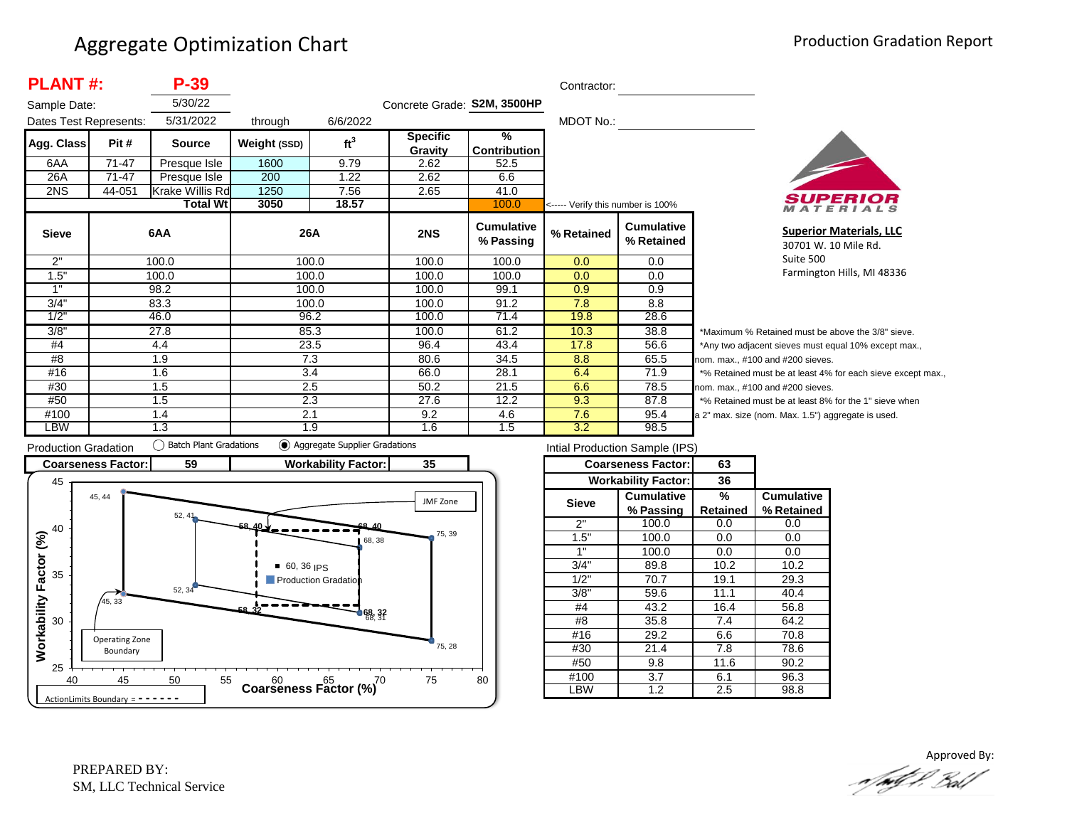# Aggregate Optimization Chart

Production Gradation Report

**PLANT #:** **P-39**

Sample Date: 5/30/22

Dates Test Represents: 5/31/2022 through 6/6/2022

Concrete Grade: **S2M, 3500HP**

Contractor:

MDOT No.:

| Agg. Class | Pit # | Source | Weight (SSD) | $ft^3$ | Specific Gravity | % Contribution |
|---|---|---|---|---|---|---|
| 6AA | 71-47 | Presque Isle | 1600 | 9.79 | 2.62 | 52.5 |
| 26A | 71-47 | Presque Isle | 200 | 1.22 | 2.62 | 6.6 |
| 2NS | 44-051 | Krake Willis Rd | 1250 | 7.56 | 2.65 | 41.0 |
| | | **Total Wt** | **3050** | **18.57** | | 100.0 |

<----- Verify this number is 100%

| Sieve | 6AA | 26A | 2NS | Cumulative % Passing | % Retained | Cumulative % Retained |
|---|---|---|---|---|---|---|
| 2" | 100.0 | 100.0 | 100.0 | 100.0 | 0.0 | 0.0 |
| 1.5" | 100.0 | 100.0 | 100.0 | 100.0 | 0.0 | 0.0 |
| 1" | 98.2 | 100.0 | 100.0 | 99.1 | 0.9 | 0.9 |
| 3/4" | 83.3 | 100.0 | 100.0 | 91.2 | 7.8 | 8.8 |
| 1/2" | 46.0 | 96.2 | 100.0 | 71.4 | 19.8 | 28.6 |
| 3/8" | 27.8 | 85.3 | 100.0 | 61.2 | 10.3 | 38.8 |
| #4 | 4.4 | 23.5 | 96.4 | 43.4 | 17.8 | 56.6 |
| #8 | 1.9 | 7.3 | 80.6 | 34.5 | 8.8 | 65.5 |
| #16 | 1.6 | 3.4 | 66.0 | 28.1 | 6.4 | 71.9 |
| #30 | 1.5 | 2.5 | 50.2 | 21.5 | 6.6 | 78.5 |
| #50 | 1.5 | 2.3 | 27.6 | 12.2 | 9.3 | 87.8 |
| #100 | 1.4 | 2.1 | 9.2 | 4.6 | 7.6 | 95.4 |
| LBW | 1.3 | 1.9 | 1.6 | 1.5 | 3.2 | 98.5 |

*Maximum % Retained must be above the 3/8" sieve.
*Any two adjacent sieves must equal 10% except max., nom. max., #100 and #200 sieves.
*% Retained must be at least 4% for each sieve except max., nom. max., #100 and #200 sieves.
*% Retained must be at least 8% for the 1" sieve when a 2" max. size (nom. Max. 1.5") aggregate is used.

**Superior Materials, LLC**
30701 W. 10 Mile Rd.
Suite 500
Farmington Hills, MI 48336

Production Gradation ◯ Batch Plant Gradations ◉ Aggregate Supplier Gradations

**Coarseness Factor:** 59 **Workability Factor:** 35

Intial Production Sample (IPS)

**Coarseness Factor:** 63
**Workability Factor:** 36

| Sieve | Cumulative % Passing | % Retained | Cumulative % Retained |
|---|---|---|---|
| 2" | 100.0 | 0.0 | 0.0 |
| 1.5" | 100.0 | 0.0 | 0.0 |
| 1" | 100.0 | 0.0 | 0.0 |
| 3/4" | 89.8 | 10.2 | 10.2 |
| 1/2" | 70.7 | 19.1 | 29.3 |
| 3/8" | 59.6 | 11.1 | 40.4 |
| #4 | 43.2 | 16.4 | 56.8 |
| #8 | 35.8 | 7.4 | 64.2 |
| #16 | 29.2 | 6.6 | 70.8 |
| #30 | 21.4 | 7.8 | 78.6 |
| #50 | 9.8 | 11.6 | 90.2 |
| #100 | 3.7 | 6.1 | 96.3 |
| LBW | 1.2 | 2.5 | 98.8 |

Chart: Workability Factor (%) vs. Coarseness Factor (%). Points: 45, 44; 52, 41; 58, 40; 68, 40; 68, 38; 75, 39; 45, 33; 52, 34; 58, 32; 68, 32; 68, 31; 75, 28. Legend: JMF Zone; 60, 36 IPS; Production Gradation; Operating Zone Boundary; ActionLimits Boundary = - - - - - -

PREPARED BY:
SM, LLC Technical Service

Approved By: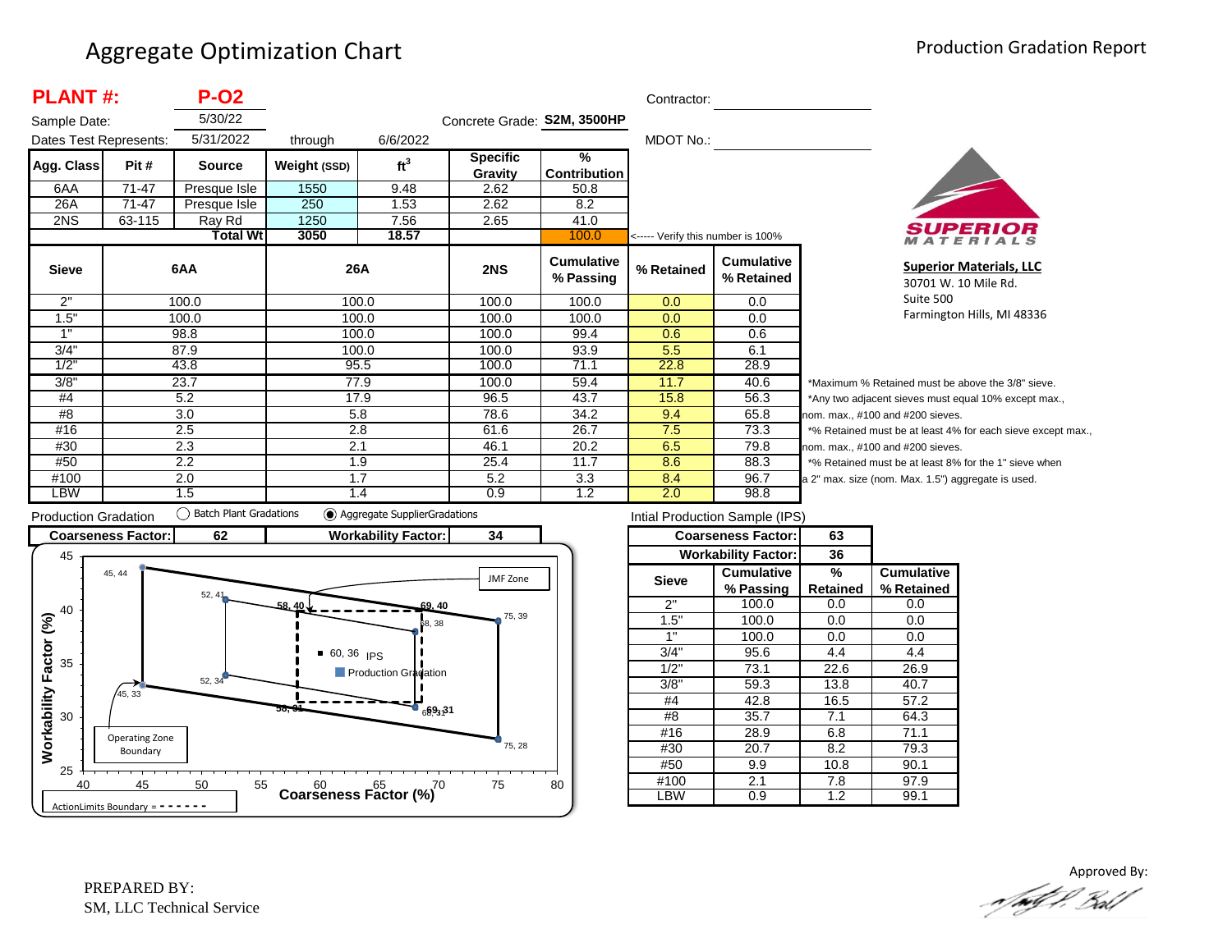# Aggregate Optimization Chart

Production Gradation Report

**PLANT #:** **P-O2**

Sample Date: 5/30/22

Dates Test Represents: 5/31/2022 through 6/6/2022

Concrete Grade: **S2M, 3500HP**

Contractor:

MDOT No.:

| Agg. Class | Pit # | Source | Weight (SSD) | ft$^3$ | Specific Gravity | % Contribution |
|---|---|---|---|---|---|---|
| 6AA | 71-47 | Presque Isle | 1550 | 9.48 | 2.62 | 50.8 |
| 26A | 71-47 | Presque Isle | 250 | 1.53 | 2.62 | 8.2 |
| 2NS | 63-115 | Ray Rd | 1250 | 7.56 | 2.65 | 41.0 |
| | | **Total Wt** | **3050** | **18.57** | | 100.0 |

<----- Verify this number is 100%

| Sieve | 6AA | 26A | 2NS | Cumulative % Passing | % Retained | Cumulative % Retained |
|---|---|---|---|---|---|---|
| 2" | 100.0 | 100.0 | 100.0 | 100.0 | 0.0 | 0.0 |
| 1.5" | 100.0 | 100.0 | 100.0 | 100.0 | 0.0 | 0.0 |
| 1" | 98.8 | 100.0 | 100.0 | 99.4 | 0.6 | 0.6 |
| 3/4" | 87.9 | 100.0 | 100.0 | 93.9 | 5.5 | 6.1 |
| 1/2" | 43.8 | 95.5 | 100.0 | 71.1 | 22.8 | 28.9 |
| 3/8" | 23.7 | 77.9 | 100.0 | 59.4 | 11.7 | 40.6 |
| #4 | 5.2 | 17.9 | 96.5 | 43.7 | 15.8 | 56.3 |
| #8 | 3.0 | 5.8 | 78.6 | 34.2 | 9.4 | 65.8 |
| #16 | 2.5 | 2.8 | 61.6 | 26.7 | 7.5 | 73.3 |
| #30 | 2.3 | 2.1 | 46.1 | 20.2 | 6.5 | 79.8 |
| #50 | 2.2 | 1.9 | 25.4 | 11.7 | 8.6 | 88.3 |
| #100 | 2.0 | 1.7 | 5.2 | 3.3 | 8.4 | 96.7 |
| LBW | 1.5 | 1.4 | 0.9 | 1.2 | 2.0 | 98.8 |

*Maximum % Retained must be above the 3/8" sieve.

*Any two adjacent sieves must equal 10% except max., nom. max., #100 and #200 sieves.

*% Retained must be at least 4% for each sieve except max., nom. max., #100 and #200 sieves.

*% Retained must be at least 8% for the 1" sieve when a 2" max. size (nom. Max. 1.5") aggregate is used.

**Superior Materials, LLC**
30701 W. 10 Mile Rd.
Suite 500
Farmington Hills, MI 48336

Production Gradation ○ Batch Plant Gradations ◉ Aggregate SupplierGradations

| Coarseness Factor: | 62 | Workability Factor: | 34 |
|---|---|---|---|

Workability Factor (%)

Coarseness Factor (%)

45, 44
52, 41
58, 40
69, 40
75, 39
68, 38
60, 36 IPS
Production Gradation
52, 34
45, 33
58, 31
69, 31
68, 31
75, 28
JMF Zone
Operating Zone Boundary
ActionLimits Boundary = - - - - - -

Intial Production Sample (IPS)

| Coarseness Factor: | 63 |
|---|---|
| Workability Factor: | 36 |

| Sieve | Cumulative % Passing | % Retained | Cumulative % Retained |
|---|---|---|---|
| 2" | 100.0 | 0.0 | 0.0 |
| 1.5" | 100.0 | 0.0 | 0.0 |
| 1" | 100.0 | 0.0 | 0.0 |
| 3/4" | 95.6 | 4.4 | 4.4 |
| 1/2" | 73.1 | 22.6 | 26.9 |
| 3/8" | 59.3 | 13.8 | 40.7 |
| #4 | 42.8 | 16.5 | 57.2 |
| #8 | 35.7 | 7.1 | 64.3 |
| #16 | 28.9 | 6.8 | 71.1 |
| #30 | 20.7 | 8.2 | 79.3 |
| #50 | 9.9 | 10.8 | 90.1 |
| #100 | 2.1 | 7.8 | 97.9 |
| LBW | 0.9 | 1.2 | 99.1 |

PREPARED BY:
SM, LLC Technical Service

Approved By: